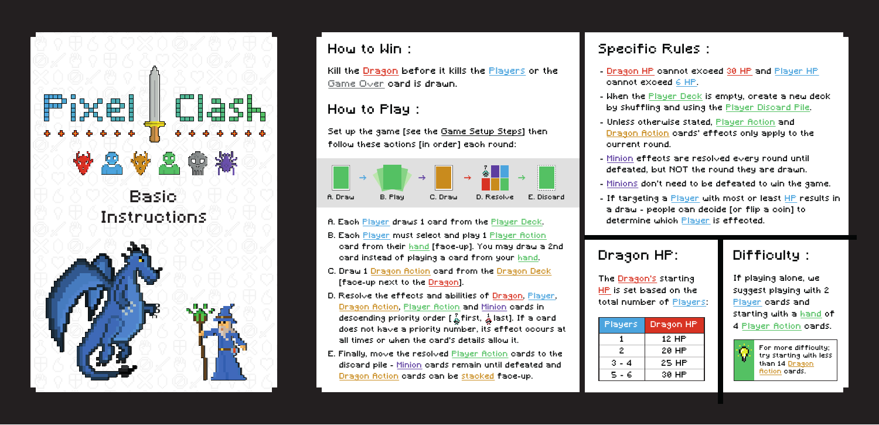# Pixel Clash

## Basic Instructions

## How to Win :

Kill the Dragon before it kills the Players or the Game Over card is drawn.

## How to Play :

Set up the game [see the Game Setup Steps] then follow these actions [in order] each round:

A. Draw → B. Play → C. Draw → D. Resolve → E. Discard

A. Each Player draws 1 card from the Player Deck.

B. Each Player must select and play 1 Player Action card from their hand [face-up]. You may draw a 2nd card instead of playing a card from your hand.

C. Draw 1 Dragon Action card from the Dragon Deck [face-up next to the Dragon].

D. Resolve the effects and abilities of Dragon, Player, Dragon Action, Player Action and Minion cards in descending priority order [ first, last]. If a card does not have a priority number, its effect occurs at all times or when the card's details allow it.

E. Finally, move the resolved Player Action cards to the discard pile - Minion cards remain until defeated and Dragon Action cards can be stacked face-up.

## Specific Rules :

- Dragon HP cannot exceed 30 HP and Player HP cannot exceed 6 HP.
- When the Player Deck is empty, create a new deck by shuffling and using the Player Discard Pile.
- Unless otherwise stated, Player Action and Dragon Action cards' effects only apply to the current round.
- Minion effects are resolved every round until defeated, but NOT the round they are drawn.
- Minions don't need to be defeated to win the game.
- If targeting a Player with most or least HP results in a draw - people can decide [or flip a coin] to determine which Player is effected.

## Dragon HP:

The Dragon's starting HP is set based on the total number of Players:

| Players | Dragon HP |
|---|---|
| 1 | 12 HP |
| 2 | 20 HP |
| 3 - 4 | 25 HP |
| 5 - 6 | 30 HP |

## Difficulty :

If playing alone, we suggest playing with 2 Player cards and starting with a hand of 4 Player Action cards.

For more difficulty; try starting with less than 14 Dragon Action cards.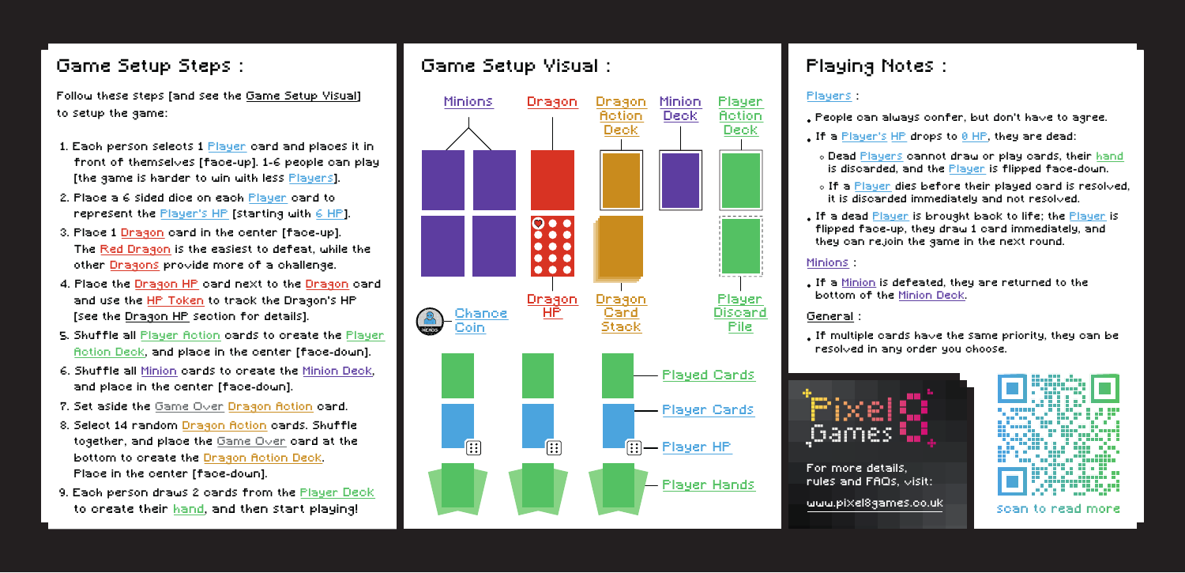## Game Setup Steps :

Follow these steps [and see the Game Setup Visual] to setup the game:

1. Each person selects 1 Player card and places it in front of themselves [face-up]. 1-6 people can play [the game is harder to win with less Players].
2. Place a 6 sided dice on each Player card to represent the Player's HP [starting with 6 HP].
3. Place 1 Dragon card in the center [face-up]. The Red Dragon is the easiest to defeat, while the other Dragons provide more of a challenge.
4. Place the Dragon HP card next to the Dragon card and use the HP Token to track the Dragon's HP [see the Dragon HP section for details].
5. Shuffle all Player Action cards to create the Player Action Deck, and place in the center [face-down].
6. Shuffle all Minion cards to create the Minion Deck, and place in the center [face-down].
7. Set aside the Game Over Dragon Action card.
8. Select 14 random Dragon Action cards. Shuffle together, and place the Game Over card at the bottom to create the Dragon Action Deck. Place in the center [face-down].
9. Each person draws 2 cards from the Player Deck to create their hand, and then start playing!

## Game Setup Visual :

Minions

Dragon

Dragon Action Deck

Minion Deck

Player Action Deck

Chance Coin

Dragon HP

Dragon Card Stack

Player Discard Pile

Played Cards

Player Cards

Player HP

Player Hands

## Playing Notes :

Players :

- People can always confer, but don't have to agree.
- If a Player's HP drops to 0 HP, they are dead:
  - Dead Players cannot draw or play cards, their hand is discarded, and the Player is flipped face-down.
  - If a Player dies before their played card is resolved, it is discarded immediately and not resolved.
- If a dead Player is brought back to life; the Player is flipped face-up, they draw 1 card immediately, and they can rejoin the game in the next round.

Minions :

- If a Minion is defeated, they are returned to the bottom of the Minion Deck.

General :

- If multiple cards have the same priority, they can be resolved in any order you choose.

Pixel 8 Games

For more details, rules and FAQs, visit:

www.pixel8games.co.uk

scan to read more